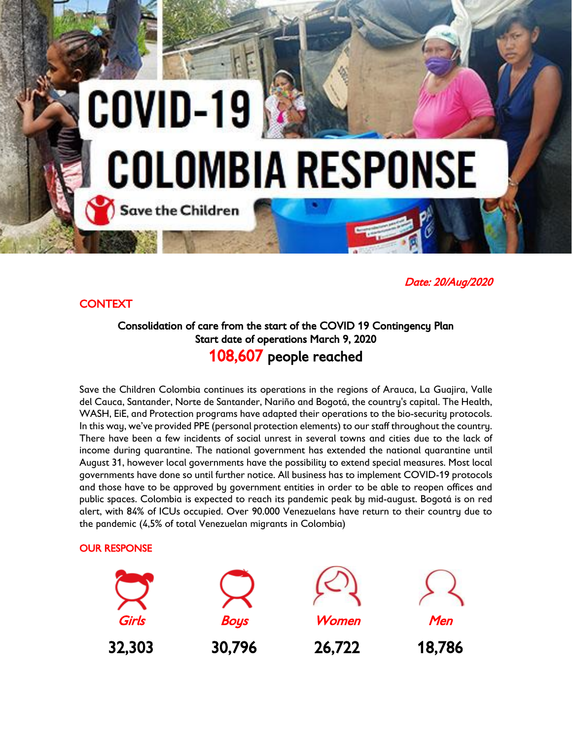# COVID-19 COLOMBIA RESPONSE

Save the Children

*Date: 20/Aug/2020*

## CONTEXT

**Consolidation of care from the start of the COVID 19 Contingency Plan**
**Start date of operations March 9, 2020**

**108,607 people reached**

Save the Children Colombia continues its operations in the regions of Arauca, La Guajira, Valle del Cauca, Santander, Norte de Santander, Nariño and Bogotá, the country's capital. The Health, WASH, EiE, and Protection programs have adapted their operations to the bio-security protocols. In this way, we've provided PPE (personal protection elements) to our staff throughout the country. There have been a few incidents of social unrest in several towns and cities due to the lack of income during quarantine. The national government has extended the national quarantine until August 31, however local governments have the possibility to extend special measures. Most local governments have done so until further notice. All business has to implement COVID-19 protocols and those have to be approved by government entities in order to be able to reopen offices and public spaces. Colombia is expected to reach its pandemic peak by mid-august. Bogotá is on red alert, with 84% of ICUs occupied. Over 90.000 Venezuelans have return to their country due to the pandemic (4,5% of total Venezuelan migrants in Colombia)

## OUR RESPONSE

| *Girls* | *Boys* | *Women* | *Men* |
|---|---|---|---|
| **32,303** | **30,796** | **26,722** | **18,786** |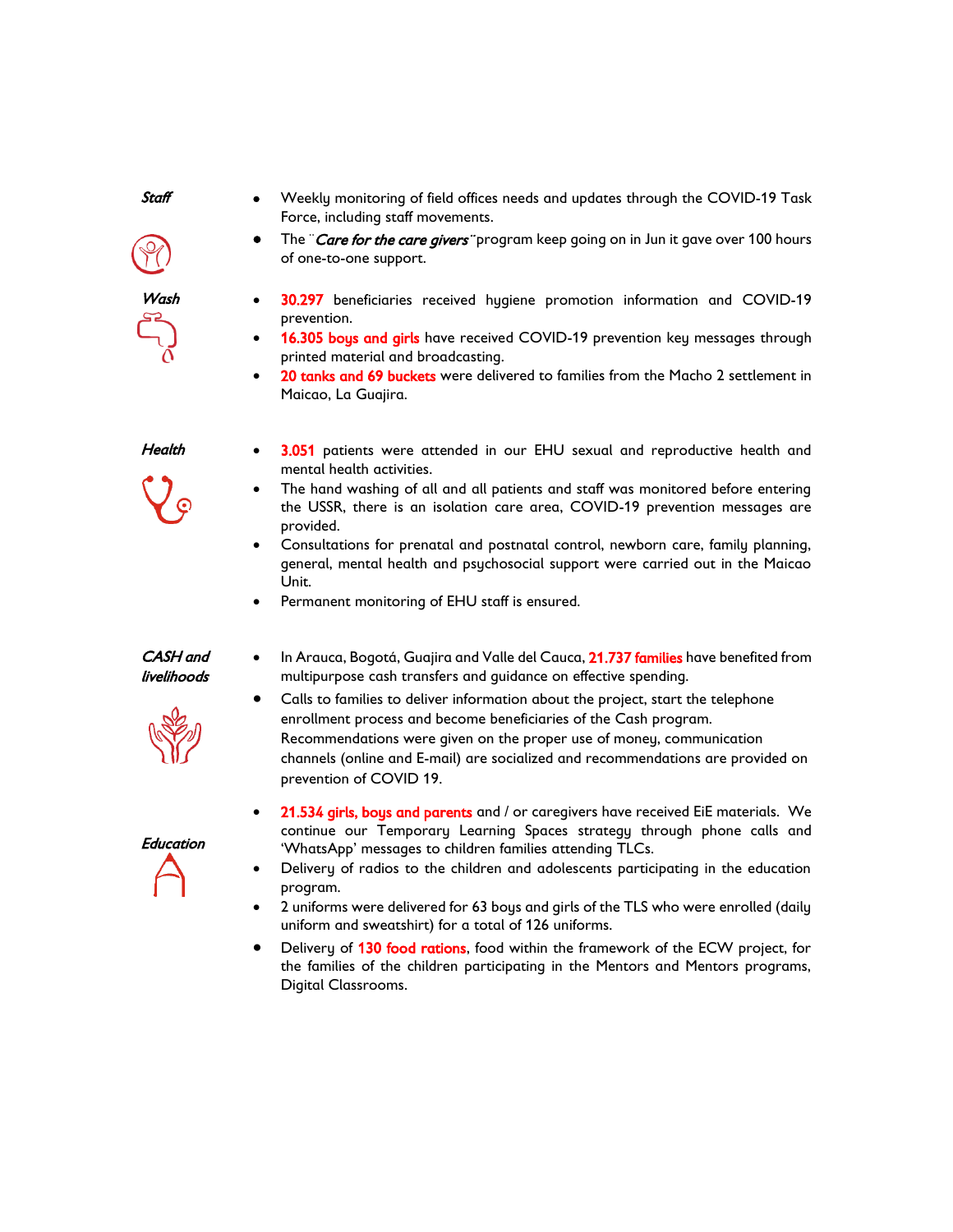### *Staff*

- Weekly monitoring of field offices needs and updates through the COVID-19 Task Force, including staff movements.
- The ¨*Care for the care givers*¨program keep going on in Jun it gave over 100 hours of one-to-one support.

### *Wash*

- **30.297** beneficiaries received hygiene promotion information and COVID-19 prevention.
- **16.305 boys and girls** have received COVID-19 prevention key messages through printed material and broadcasting.
- **20 tanks and 69 buckets** were delivered to families from the Macho 2 settlement in Maicao, La Guajira.

### *Health*

- **3.051** patients were attended in our EHU sexual and reproductive health and mental health activities.
- The hand washing of all and all patients and staff was monitored before entering the USSR, there is an isolation care area, COVID-19 prevention messages are provided.
- Consultations for prenatal and postnatal control, newborn care, family planning, general, mental health and psychosocial support were carried out in the Maicao Unit.
- Permanent monitoring of EHU staff is ensured.

### *CASH and livelihoods*

- In Arauca, Bogotá, Guajira and Valle del Cauca, **21.737 families** have benefited from multipurpose cash transfers and guidance on effective spending.
- Calls to families to deliver information about the project, start the telephone enrollment process and become beneficiaries of the Cash program. Recommendations were given on the proper use of money, communication channels (online and E-mail) are socialized and recommendations are provided on prevention of COVID 19.

### *Education*

- **21.534 girls, boys and parents** and / or caregivers have received EiE materials. We continue our Temporary Learning Spaces strategy through phone calls and 'WhatsApp' messages to children families attending TLCs.
- Delivery of radios to the children and adolescents participating in the education program.
- 2 uniforms were delivered for 63 boys and girls of the TLS who were enrolled (daily uniform and sweatshirt) for a total of 126 uniforms.
- Delivery of **130 food rations**, food within the framework of the ECW project, for the families of the children participating in the Mentors and Mentors programs, Digital Classrooms.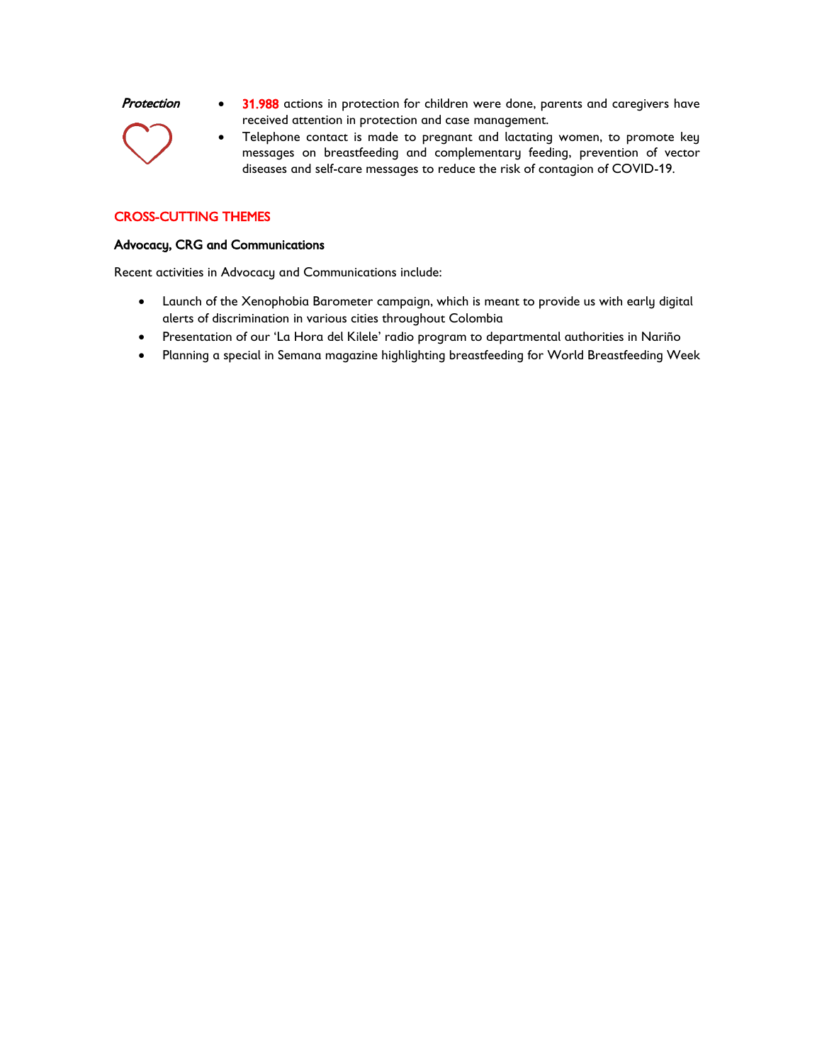*Protection*

- **31.988** actions in protection for children were done, parents and caregivers have received attention in protection and case management.
- Telephone contact is made to pregnant and lactating women, to promote key messages on breastfeeding and complementary feeding, prevention of vector diseases and self-care messages to reduce the risk of contagion of COVID-19.

## CROSS-CUTTING THEMES

### Advocacy, CRG and Communications

Recent activities in Advocacy and Communications include:

- Launch of the Xenophobia Barometer campaign, which is meant to provide us with early digital alerts of discrimination in various cities throughout Colombia
- Presentation of our 'La Hora del Kilele' radio program to departmental authorities in Nariño
- Planning a special in Semana magazine highlighting breastfeeding for World Breastfeeding Week